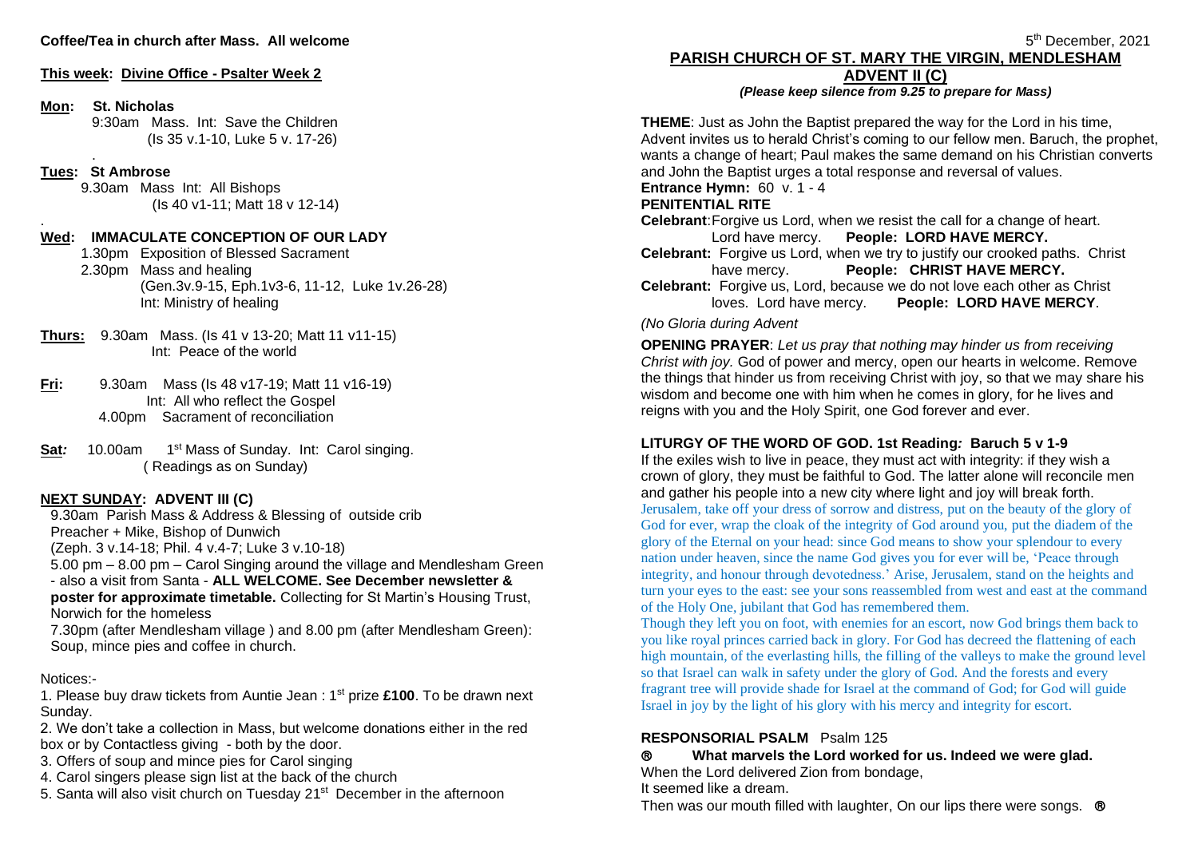**Coffee/Tea in church after Mass. All welcome**

**This week: Divine Office - Psalter Week 2**

**Mon: St. Nicholas**
9:30am Mass. Int: Save the Children
(Is 35 v.1-10, Luke 5 v. 17-26)

**Tues: St Ambrose**
9.30am Mass Int: All Bishops
(Is 40 v1-11; Matt 18 v 12-14)

**Wed: IMMACULATE CONCEPTION OF OUR LADY**
1.30pm Exposition of Blessed Sacrament
2.30pm Mass and healing
(Gen.3v.9-15, Eph.1v3-6, 11-12, Luke 1v.26-28)
Int: Ministry of healing

**Thurs:** 9.30am Mass. (Is 41 v 13-20; Matt 11 v11-15)
Int: Peace of the world

**Fri:** 9.30am Mass (Is 48 v17-19; Matt 11 v16-19)
Int: All who reflect the Gospel
4.00pm Sacrament of reconciliation

**Sat:** 10.00am 1st Mass of Sunday. Int: Carol singing.
( Readings as on Sunday)

**NEXT SUNDAY: ADVENT III (C)**

9.30am Parish Mass & Address & Blessing of outside crib
Preacher + Mike, Bishop of Dunwich
(Zeph. 3 v.14-18; Phil. 4 v.4-7; Luke 3 v.10-18)
5.00 pm – 8.00 pm – Carol Singing around the village and Mendlesham Green - also a visit from Santa - **ALL WELCOME. See December newsletter & poster for approximate timetable.** Collecting for St Martin's Housing Trust, Norwich for the homeless
7.30pm (after Mendlesham village ) and 8.00 pm (after Mendlesham Green): Soup, mince pies and coffee in church.

Notices:-

1. Please buy draw tickets from Auntie Jean : 1st prize **£100**. To be drawn next Sunday.
2. We don't take a collection in Mass, but welcome donations either in the red box or by Contactless giving - both by the door.
3. Offers of soup and mince pies for Carol singing
4. Carol singers please sign list at the back of the church
5. Santa will also visit church on Tuesday 21st December in the afternoon

5th December, 2021

## PARISH CHURCH OF ST. MARY THE VIRGIN, MENDLESHAM

## ADVENT II (C)

***(Please keep silence from 9.25 to prepare for Mass)***

**THEME**: Just as John the Baptist prepared the way for the Lord in his time, Advent invites us to herald Christ's coming to our fellow men. Baruch, the prophet, wants a change of heart; Paul makes the same demand on his Christian converts and John the Baptist urges a total response and reversal of values.

**Entrance Hymn:** 60 v. 1 - 4

**PENITENTIAL RITE**

**Celebrant**: Forgive us Lord, when we resist the call for a change of heart. Lord have mercy. **People: LORD HAVE MERCY.**

**Celebrant:** Forgive us Lord, when we try to justify our crooked paths. Christ have mercy. **People: CHRIST HAVE MERCY.**

**Celebrant:** Forgive us, Lord, because we do not love each other as Christ loves. Lord have mercy. **People: LORD HAVE MERCY**.

*(No Gloria during Advent*

**OPENING PRAYER**: *Let us pray that nothing may hinder us from receiving Christ with joy.* God of power and mercy, open our hearts in welcome. Remove the things that hinder us from receiving Christ with joy, so that we may share his wisdom and become one with him when he comes in glory, for he lives and reigns with you and the Holy Spirit, one God forever and ever.

**LITURGY OF THE WORD OF GOD. 1st Reading: Baruch 5 v 1-9**

If the exiles wish to live in peace, they must act with integrity: if they wish a crown of glory, they must be faithful to God. The latter alone will reconcile men and gather his people into a new city where light and joy will break forth.

Jerusalem, take off your dress of sorrow and distress, put on the beauty of the glory of God for ever, wrap the cloak of the integrity of God around you, put the diadem of the glory of the Eternal on your head: since God means to show your splendour to every nation under heaven, since the name God gives you for ever will be, 'Peace through integrity, and honour through devotedness.' Arise, Jerusalem, stand on the heights and turn your eyes to the east: see your sons reassembled from west and east at the command of the Holy One, jubilant that God has remembered them.

Though they left you on foot, with enemies for an escort, now God brings them back to you like royal princes carried back in glory. For God has decreed the flattening of each high mountain, of the everlasting hills, the filling of the valleys to make the ground level so that Israel can walk in safety under the glory of God. And the forests and every fragrant tree will provide shade for Israel at the command of God; for God will guide Israel in joy by the light of his glory with his mercy and integrity for escort.

**RESPONSORIAL PSALM** Psalm 125

® **What marvels the Lord worked for us. Indeed we were glad.**

When the Lord delivered Zion from bondage,
It seemed like a dream.
Then was our mouth filled with laughter, On our lips there were songs. ®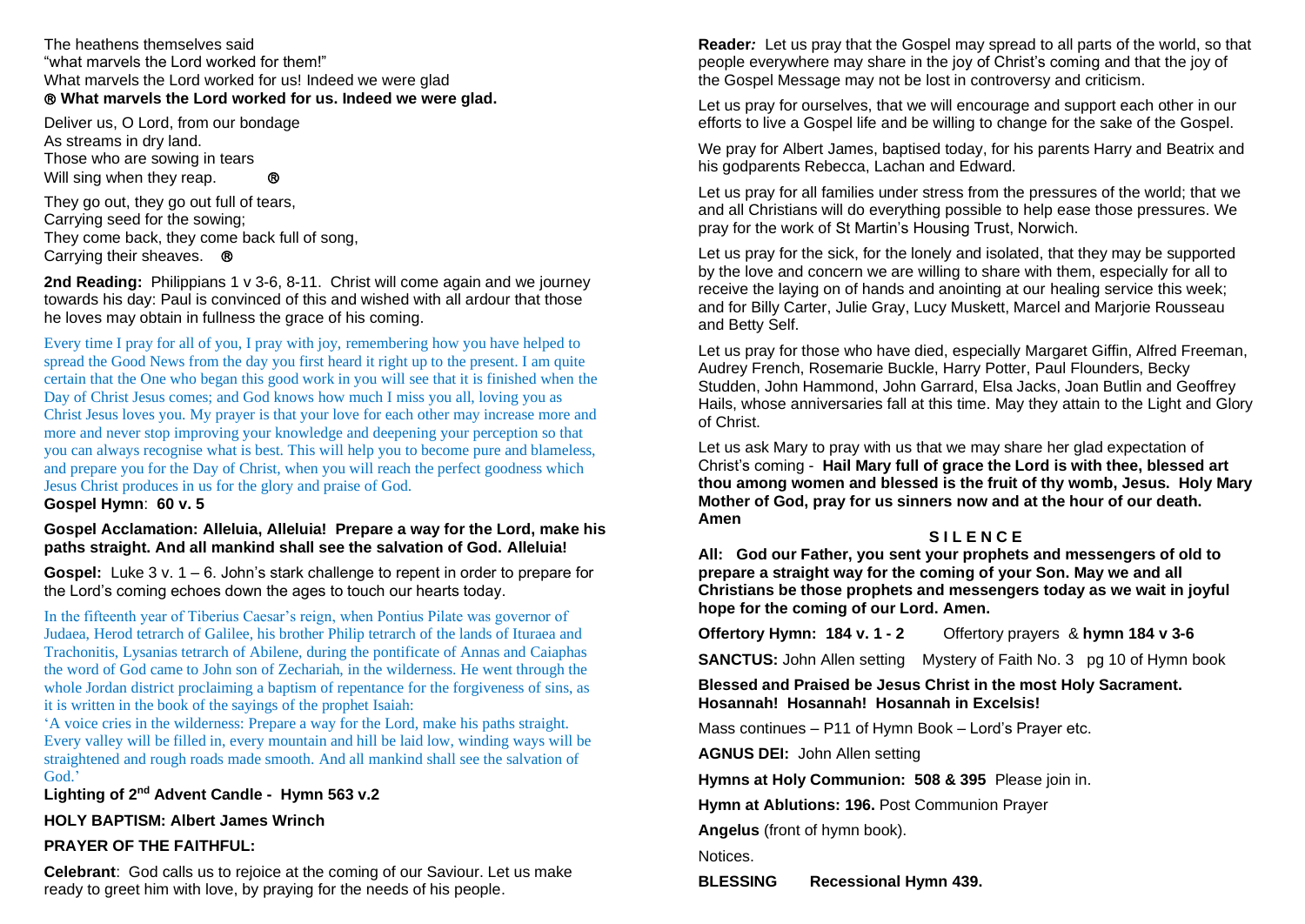The heathens themselves said
"what marvels the Lord worked for them!"
What marvels the Lord worked for us! Indeed we were glad
**℟ What marvels the Lord worked for us. Indeed we were glad.**

Deliver us, O Lord, from our bondage
As streams in dry land.
Those who are sowing in tears
Will sing when they reap. ℟

They go out, they go out full of tears,
Carrying seed for the sowing;
They come back, they come back full of song,
Carrying their sheaves. ℟

**2nd Reading:** Philippians 1 v 3-6, 8-11. Christ will come again and we journey towards his day: Paul is convinced of this and wished with all ardour that those he loves may obtain in fullness the grace of his coming.

Every time I pray for all of you, I pray with joy, remembering how you have helped to spread the Good News from the day you first heard it right up to the present. I am quite certain that the One who began this good work in you will see that it is finished when the Day of Christ Jesus comes; and God knows how much I miss you all, loving you as Christ Jesus loves you. My prayer is that your love for each other may increase more and more and never stop improving your knowledge and deepening your perception so that you can always recognise what is best. This will help you to become pure and blameless, and prepare you for the Day of Christ, when you will reach the perfect goodness which Jesus Christ produces in us for the glory and praise of God.

**Gospel Hymn**: **60 v. 5**

**Gospel Acclamation: Alleluia, Alleluia! Prepare a way for the Lord, make his paths straight. And all mankind shall see the salvation of God. Alleluia!**

**Gospel:** Luke 3 v. 1 – 6. John's stark challenge to repent in order to prepare for the Lord's coming echoes down the ages to touch our hearts today.

In the fifteenth year of Tiberius Caesar's reign, when Pontius Pilate was governor of Judaea, Herod tetrarch of Galilee, his brother Philip tetrarch of the lands of Ituraea and Trachonitis, Lysanias tetrarch of Abilene, during the pontificate of Annas and Caiaphas the word of God came to John son of Zechariah, in the wilderness. He went through the whole Jordan district proclaiming a baptism of repentance for the forgiveness of sins, as it is written in the book of the sayings of the prophet Isaiah:
'A voice cries in the wilderness: Prepare a way for the Lord, make his paths straight. Every valley will be filled in, every mountain and hill be laid low, winding ways will be straightened and rough roads made smooth. And all mankind shall see the salvation of God.'

**Lighting of 2nd Advent Candle - Hymn 563 v.2**

**HOLY BAPTISM: Albert James Wrinch**

**PRAYER OF THE FAITHFUL:**

**Celebrant**: God calls us to rejoice at the coming of our Saviour. Let us make ready to greet him with love, by praying for the needs of his people.

**Reader:** Let us pray that the Gospel may spread to all parts of the world, so that people everywhere may share in the joy of Christ's coming and that the joy of the Gospel Message may not be lost in controversy and criticism.

Let us pray for ourselves, that we will encourage and support each other in our efforts to live a Gospel life and be willing to change for the sake of the Gospel.

We pray for Albert James, baptised today, for his parents Harry and Beatrix and his godparents Rebecca, Lachan and Edward.

Let us pray for all families under stress from the pressures of the world; that we and all Christians will do everything possible to help ease those pressures. We pray for the work of St Martin's Housing Trust, Norwich.

Let us pray for the sick, for the lonely and isolated, that they may be supported by the love and concern we are willing to share with them, especially for all to receive the laying on of hands and anointing at our healing service this week; and for Billy Carter, Julie Gray, Lucy Muskett, Marcel and Marjorie Rousseau and Betty Self.

Let us pray for those who have died, especially Margaret Giffin, Alfred Freeman, Audrey French, Rosemarie Buckle, Harry Potter, Paul Flounders, Becky Studden, John Hammond, John Garrard, Elsa Jacks, Joan Butlin and Geoffrey Hails, whose anniversaries fall at this time. May they attain to the Light and Glory of Christ.

Let us ask Mary to pray with us that we may share her glad expectation of Christ's coming - **Hail Mary full of grace the Lord is with thee, blessed art thou among women and blessed is the fruit of thy womb, Jesus. Holy Mary Mother of God, pray for us sinners now and at the hour of our death. Amen**

**S I L E N C E**

**All: God our Father, you sent your prophets and messengers of old to prepare a straight way for the coming of your Son. May we and all Christians be those prophets and messengers today as we wait in joyful hope for the coming of our Lord. Amen.**

**Offertory Hymn: 184 v. 1 - 2** Offertory prayers & **hymn 184 v 3-6**

**SANCTUS:** John Allen setting Mystery of Faith No. 3 pg 10 of Hymn book

**Blessed and Praised be Jesus Christ in the most Holy Sacrament. Hosannah! Hosannah! Hosannah in Excelsis!**

Mass continues – P11 of Hymn Book – Lord's Prayer etc.

**AGNUS DEI:** John Allen setting

**Hymns at Holy Communion: 508 & 395** Please join in.

**Hymn at Ablutions: 196.** Post Communion Prayer

**Angelus** (front of hymn book).

Notices.

**BLESSING Recessional Hymn 439.**